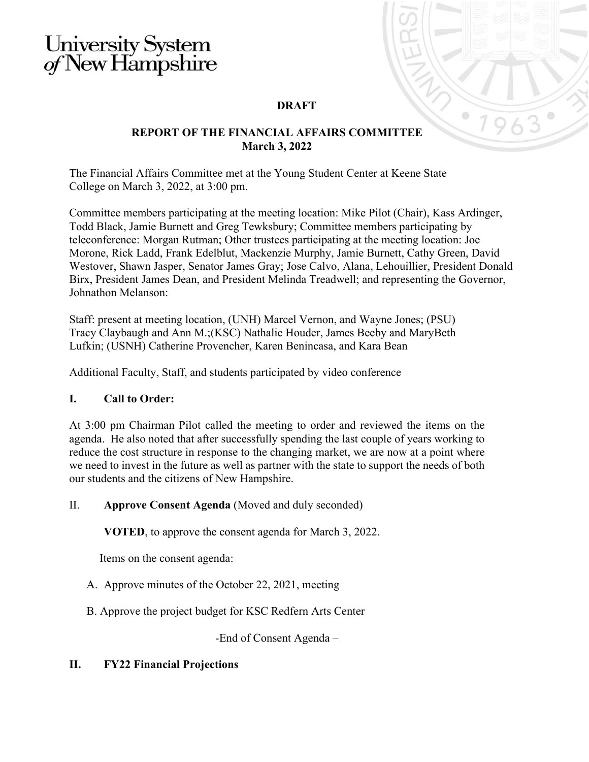University System of New Hampshire

**DRAFT**

**REPORT OF THE FINANCIAL AFFAIRS COMMITTEE**
**March 3, 2022**

The Financial Affairs Committee met at the Young Student Center at Keene State College on March 3, 2022, at 3:00 pm.

Committee members participating at the meeting location: Mike Pilot (Chair), Kass Ardinger, Todd Black, Jamie Burnett and Greg Tewksbury; Committee members participating by teleconference: Morgan Rutman; Other trustees participating at the meeting location: Joe Morone, Rick Ladd, Frank Edelblut, Mackenzie Murphy, Jamie Burnett, Cathy Green, David Westover, Shawn Jasper, Senator James Gray; Jose Calvo, Alana, Lehouillier, President Donald Birx, President James Dean, and President Melinda Treadwell; and representing the Governor, Johnathon Melanson:

Staff: present at meeting location, (UNH) Marcel Vernon, and Wayne Jones; (PSU) Tracy Claybaugh and Ann M.;(KSC) Nathalie Houder, James Beeby and MaryBeth Lufkin; (USNH) Catherine Provencher, Karen Benincasa, and Kara Bean

Additional Faculty, Staff, and students participated by video conference

## I. Call to Order:

At 3:00 pm Chairman Pilot called the meeting to order and reviewed the items on the agenda. He also noted that after successfully spending the last couple of years working to reduce the cost structure in response to the changing market, we are now at a point where we need to invest in the future as well as partner with the state to support the needs of both our students and the citizens of New Hampshire.

## II. Approve Consent Agenda (Moved and duly seconded)

**VOTED**, to approve the consent agenda for March 3, 2022.

Items on the consent agenda:

A. Approve minutes of the October 22, 2021, meeting

B. Approve the project budget for KSC Redfern Arts Center

-End of Consent Agenda –

## II. FY22 Financial Projections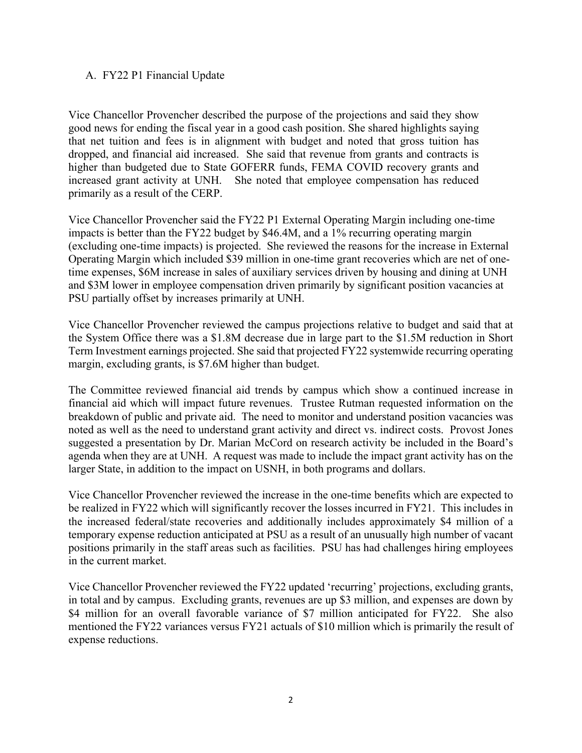A. FY22 P1 Financial Update

Vice Chancellor Provencher described the purpose of the projections and said they show good news for ending the fiscal year in a good cash position. She shared highlights saying that net tuition and fees is in alignment with budget and noted that gross tuition has dropped, and financial aid increased. She said that revenue from grants and contracts is higher than budgeted due to State GOFERR funds, FEMA COVID recovery grants and increased grant activity at UNH. She noted that employee compensation has reduced primarily as a result of the CERP.

Vice Chancellor Provencher said the FY22 P1 External Operating Margin including one-time impacts is better than the FY22 budget by $46.4M, and a 1% recurring operating margin (excluding one-time impacts) is projected. She reviewed the reasons for the increase in External Operating Margin which included $39 million in one-time grant recoveries which are net of one-time expenses, $6M increase in sales of auxiliary services driven by housing and dining at UNH and $3M lower in employee compensation driven primarily by significant position vacancies at PSU partially offset by increases primarily at UNH.

Vice Chancellor Provencher reviewed the campus projections relative to budget and said that at the System Office there was a $1.8M decrease due in large part to the $1.5M reduction in Short Term Investment earnings projected. She said that projected FY22 systemwide recurring operating margin, excluding grants, is $7.6M higher than budget.

The Committee reviewed financial aid trends by campus which show a continued increase in financial aid which will impact future revenues. Trustee Rutman requested information on the breakdown of public and private aid. The need to monitor and understand position vacancies was noted as well as the need to understand grant activity and direct vs. indirect costs. Provost Jones suggested a presentation by Dr. Marian McCord on research activity be included in the Board's agenda when they are at UNH. A request was made to include the impact grant activity has on the larger State, in addition to the impact on USNH, in both programs and dollars.

Vice Chancellor Provencher reviewed the increase in the one-time benefits which are expected to be realized in FY22 which will significantly recover the losses incurred in FY21. This includes in the increased federal/state recoveries and additionally includes approximately $4 million of a temporary expense reduction anticipated at PSU as a result of an unusually high number of vacant positions primarily in the staff areas such as facilities. PSU has had challenges hiring employees in the current market.

Vice Chancellor Provencher reviewed the FY22 updated 'recurring' projections, excluding grants, in total and by campus. Excluding grants, revenues are up $3 million, and expenses are down by $4 million for an overall favorable variance of $7 million anticipated for FY22. She also mentioned the FY22 variances versus FY21 actuals of $10 million which is primarily the result of expense reductions.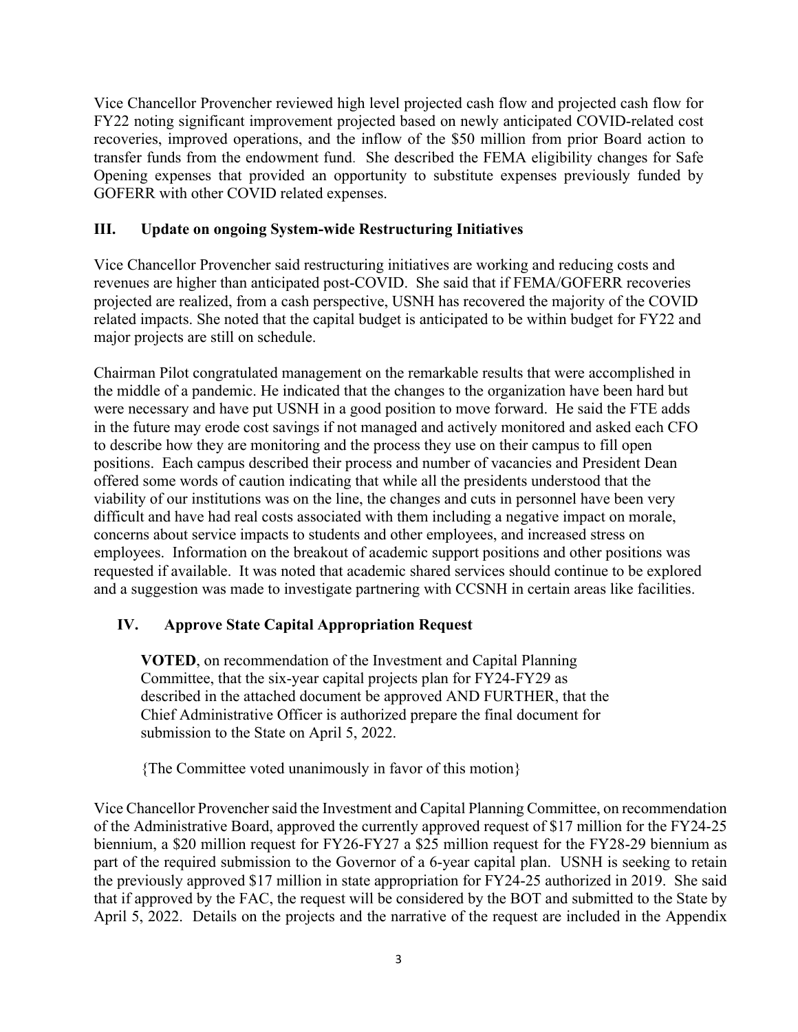Vice Chancellor Provencher reviewed high level projected cash flow and projected cash flow for FY22 noting significant improvement projected based on newly anticipated COVID-related cost recoveries, improved operations, and the inflow of the $50 million from prior Board action to transfer funds from the endowment fund. She described the FEMA eligibility changes for Safe Opening expenses that provided an opportunity to substitute expenses previously funded by GOFERR with other COVID related expenses.

## III. Update on ongoing System-wide Restructuring Initiatives

Vice Chancellor Provencher said restructuring initiatives are working and reducing costs and revenues are higher than anticipated post-COVID. She said that if FEMA/GOFERR recoveries projected are realized, from a cash perspective, USNH has recovered the majority of the COVID related impacts. She noted that the capital budget is anticipated to be within budget for FY22 and major projects are still on schedule.

Chairman Pilot congratulated management on the remarkable results that were accomplished in the middle of a pandemic. He indicated that the changes to the organization have been hard but were necessary and have put USNH in a good position to move forward. He said the FTE adds in the future may erode cost savings if not managed and actively monitored and asked each CFO to describe how they are monitoring and the process they use on their campus to fill open positions. Each campus described their process and number of vacancies and President Dean offered some words of caution indicating that while all the presidents understood that the viability of our institutions was on the line, the changes and cuts in personnel have been very difficult and have had real costs associated with them including a negative impact on morale, concerns about service impacts to students and other employees, and increased stress on employees. Information on the breakout of academic support positions and other positions was requested if available. It was noted that academic shared services should continue to be explored and a suggestion was made to investigate partnering with CCSNH in certain areas like facilities.

## IV. Approve State Capital Appropriation Request

> **VOTED**, on recommendation of the Investment and Capital Planning Committee, that the six-year capital projects plan for FY24-FY29 as described in the attached document be approved AND FURTHER, that the Chief Administrative Officer is authorized prepare the final document for submission to the State on April 5, 2022.
>
> {The Committee voted unanimously in favor of this motion}

Vice Chancellor Provencher said the Investment and Capital Planning Committee, on recommendation of the Administrative Board, approved the currently approved request of $17 million for the FY24-25 biennium, a $20 million request for FY26-FY27 a $25 million request for the FY28-29 biennium as part of the required submission to the Governor of a 6-year capital plan. USNH is seeking to retain the previously approved $17 million in state appropriation for FY24-25 authorized in 2019. She said that if approved by the FAC, the request will be considered by the BOT and submitted to the State by April 5, 2022. Details on the projects and the narrative of the request are included in the Appendix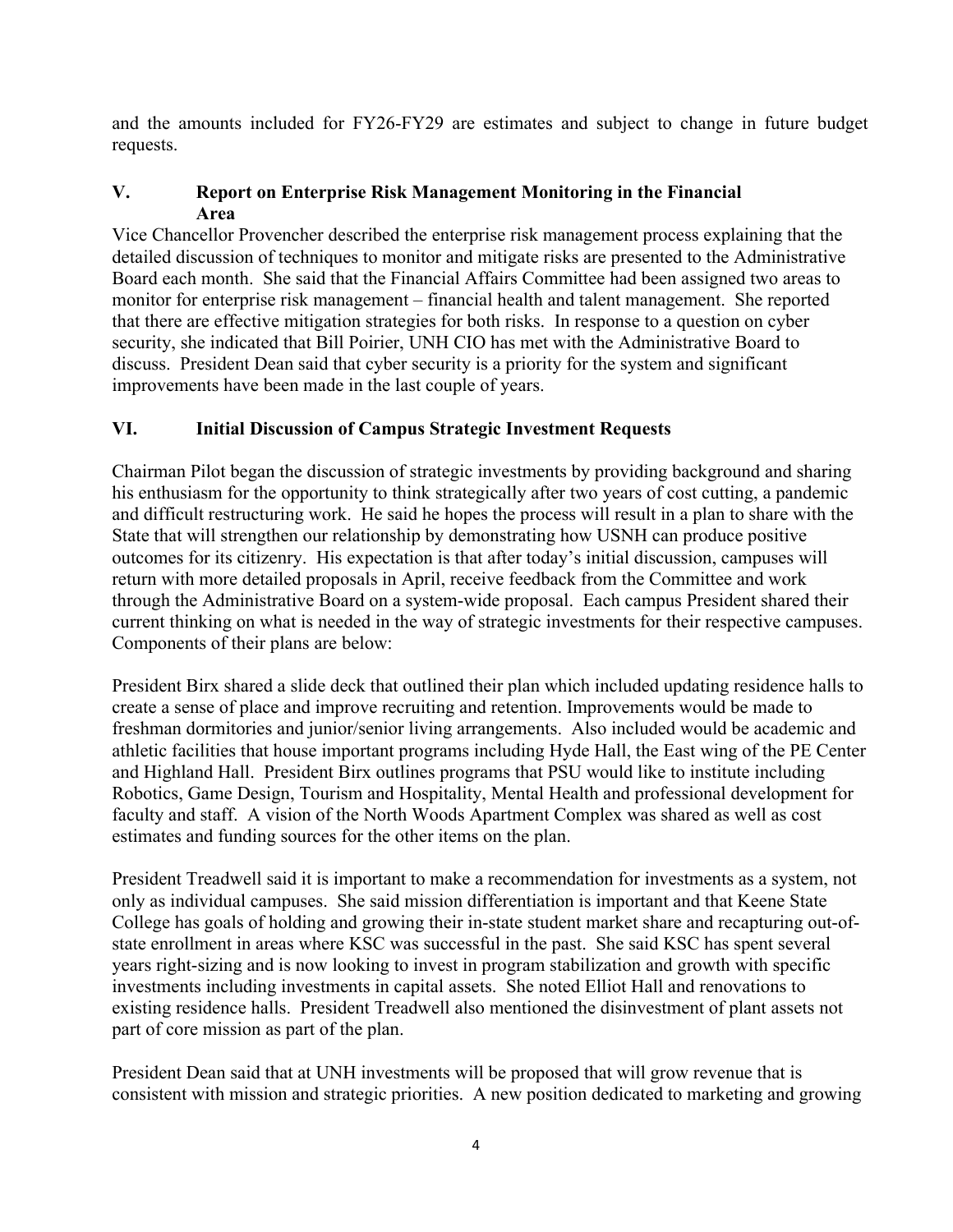and the amounts included for FY26-FY29 are estimates and subject to change in future budget requests.

## V. Report on Enterprise Risk Management Monitoring in the Financial Area

Vice Chancellor Provencher described the enterprise risk management process explaining that the detailed discussion of techniques to monitor and mitigate risks are presented to the Administrative Board each month. She said that the Financial Affairs Committee had been assigned two areas to monitor for enterprise risk management – financial health and talent management. She reported that there are effective mitigation strategies for both risks. In response to a question on cyber security, she indicated that Bill Poirier, UNH CIO has met with the Administrative Board to discuss. President Dean said that cyber security is a priority for the system and significant improvements have been made in the last couple of years.

## VI. Initial Discussion of Campus Strategic Investment Requests

Chairman Pilot began the discussion of strategic investments by providing background and sharing his enthusiasm for the opportunity to think strategically after two years of cost cutting, a pandemic and difficult restructuring work. He said he hopes the process will result in a plan to share with the State that will strengthen our relationship by demonstrating how USNH can produce positive outcomes for its citizenry. His expectation is that after today's initial discussion, campuses will return with more detailed proposals in April, receive feedback from the Committee and work through the Administrative Board on a system-wide proposal. Each campus President shared their current thinking on what is needed in the way of strategic investments for their respective campuses. Components of their plans are below:

President Birx shared a slide deck that outlined their plan which included updating residence halls to create a sense of place and improve recruiting and retention. Improvements would be made to freshman dormitories and junior/senior living arrangements. Also included would be academic and athletic facilities that house important programs including Hyde Hall, the East wing of the PE Center and Highland Hall. President Birx outlines programs that PSU would like to institute including Robotics, Game Design, Tourism and Hospitality, Mental Health and professional development for faculty and staff. A vision of the North Woods Apartment Complex was shared as well as cost estimates and funding sources for the other items on the plan.

President Treadwell said it is important to make a recommendation for investments as a system, not only as individual campuses. She said mission differentiation is important and that Keene State College has goals of holding and growing their in-state student market share and recapturing out-of-state enrollment in areas where KSC was successful in the past. She said KSC has spent several years right-sizing and is now looking to invest in program stabilization and growth with specific investments including investments in capital assets. She noted Elliot Hall and renovations to existing residence halls. President Treadwell also mentioned the disinvestment of plant assets not part of core mission as part of the plan.

President Dean said that at UNH investments will be proposed that will grow revenue that is consistent with mission and strategic priorities. A new position dedicated to marketing and growing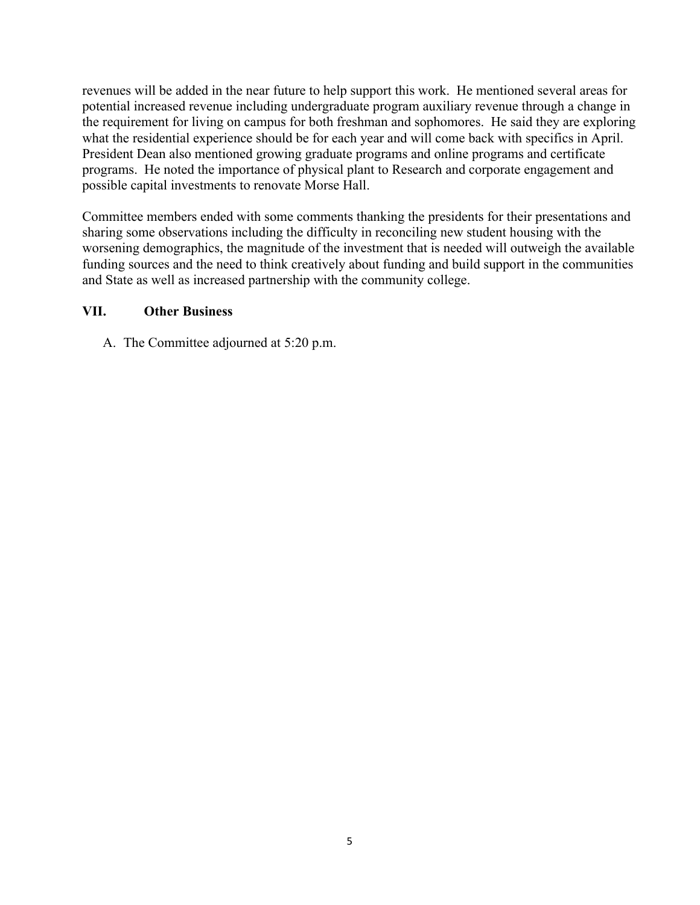revenues will be added in the near future to help support this work. He mentioned several areas for potential increased revenue including undergraduate program auxiliary revenue through a change in the requirement for living on campus for both freshman and sophomores. He said they are exploring what the residential experience should be for each year and will come back with specifics in April. President Dean also mentioned growing graduate programs and online programs and certificate programs. He noted the importance of physical plant to Research and corporate engagement and possible capital investments to renovate Morse Hall.

Committee members ended with some comments thanking the presidents for their presentations and sharing some observations including the difficulty in reconciling new student housing with the worsening demographics, the magnitude of the investment that is needed will outweigh the available funding sources and the need to think creatively about funding and build support in the communities and State as well as increased partnership with the community college.

## VII. Other Business

A. The Committee adjourned at 5:20 p.m.